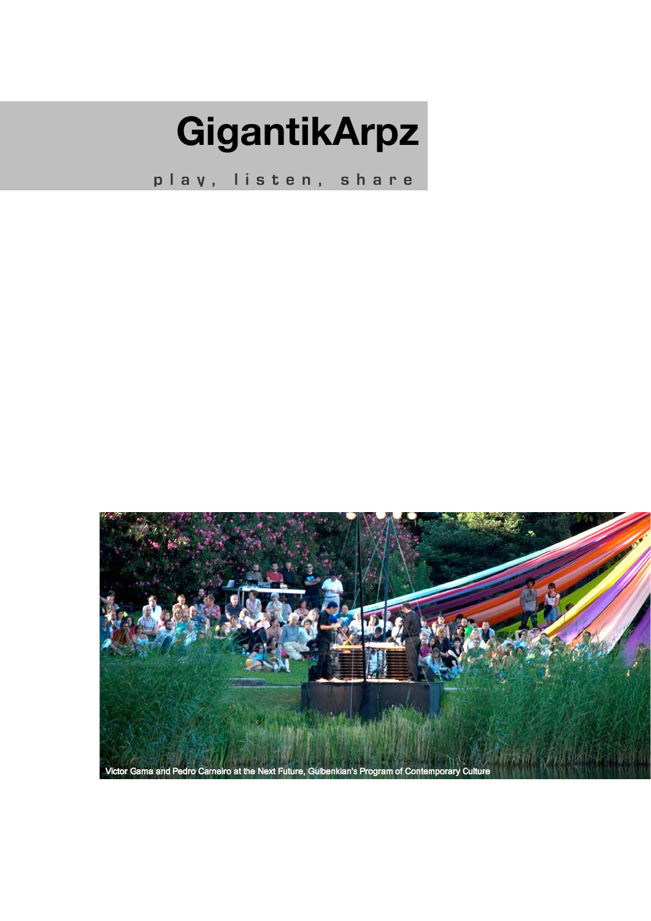# GigantikArpz

p l a y , l i s t e n , s h a r e

Victor Gama and Pedro Carneiro at the Next Future, Gulbenkian's Program of Contemporary Culture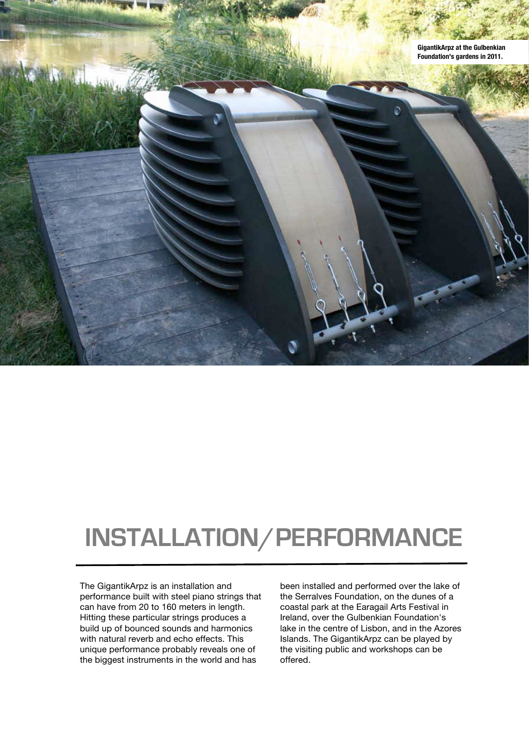GigantikArpz at the Gulbenkian Foundation's gardens in 2011.

# INSTALLATION/PERFORMANCE

The GigantikArpz is an installation and performance built with steel piano strings that can have from 20 to 160 meters in length. Hitting these particular strings produces a build up of bounced sounds and harmonics with natural reverb and echo effects. This unique performance probably reveals one of the biggest instruments in the world and has been installed and performed over the lake of the Serralves Foundation, on the dunes of a coastal park at the Earagail Arts Festival in Ireland, over the Gulbenkian Foundation's lake in the centre of Lisbon, and in the Azores Islands. The GigantikArpz can be played by the visiting public and workshops can be offered.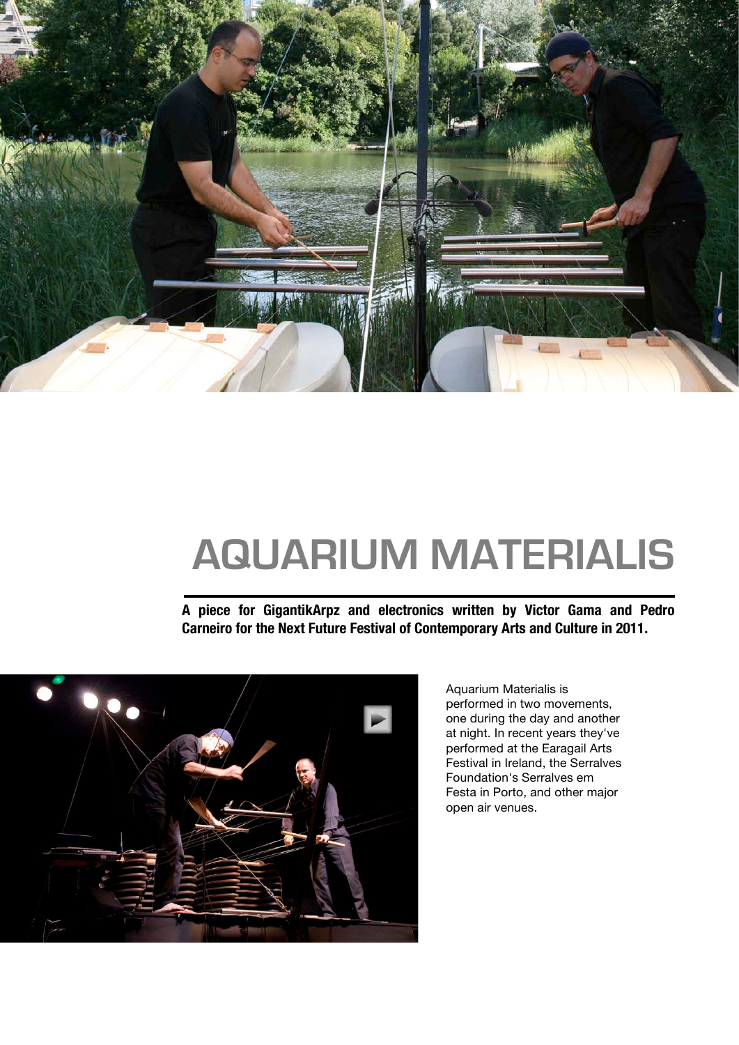# AQUARIUM MATERIALIS

**A piece for GigantikArpz and electronics written by Victor Gama and Pedro Carneiro for the Next Future Festival of Contemporary Arts and Culture in 2011.**

Aquarium Materialis is performed in two movements, one during the day and another at night. In recent years they've performed at the Earagail Arts Festival in Ireland, the Serralves Foundation's Serralves em Festa in Porto, and other major open air venues.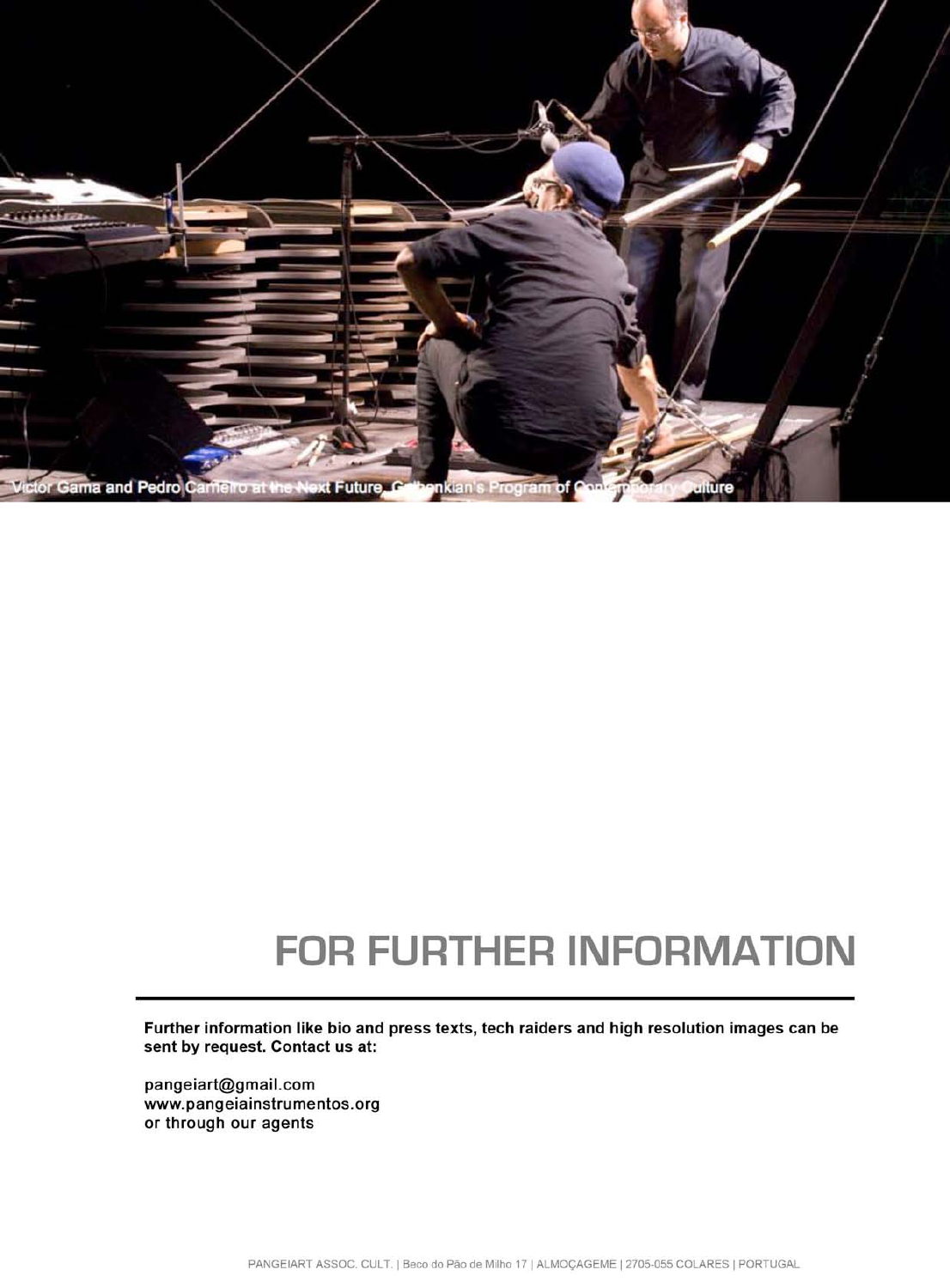Victor Gama and Pedro Carneiro at the Next Future, Gulbenkian's Program of Contemporary Culture

# FOR FURTHER INFORMATION

**Further information like bio and press texts, tech raiders and high resolution images can be sent by request. Contact us at:**

pangeiart@gmail.com
www.pangeiainstrumentos.org
or through our agents

PANGEIART ASSOC. CULT. | Beco do Pão de Milho 17 | ALMOÇAGEME | 2705-055 COLARES | PORTUGAL